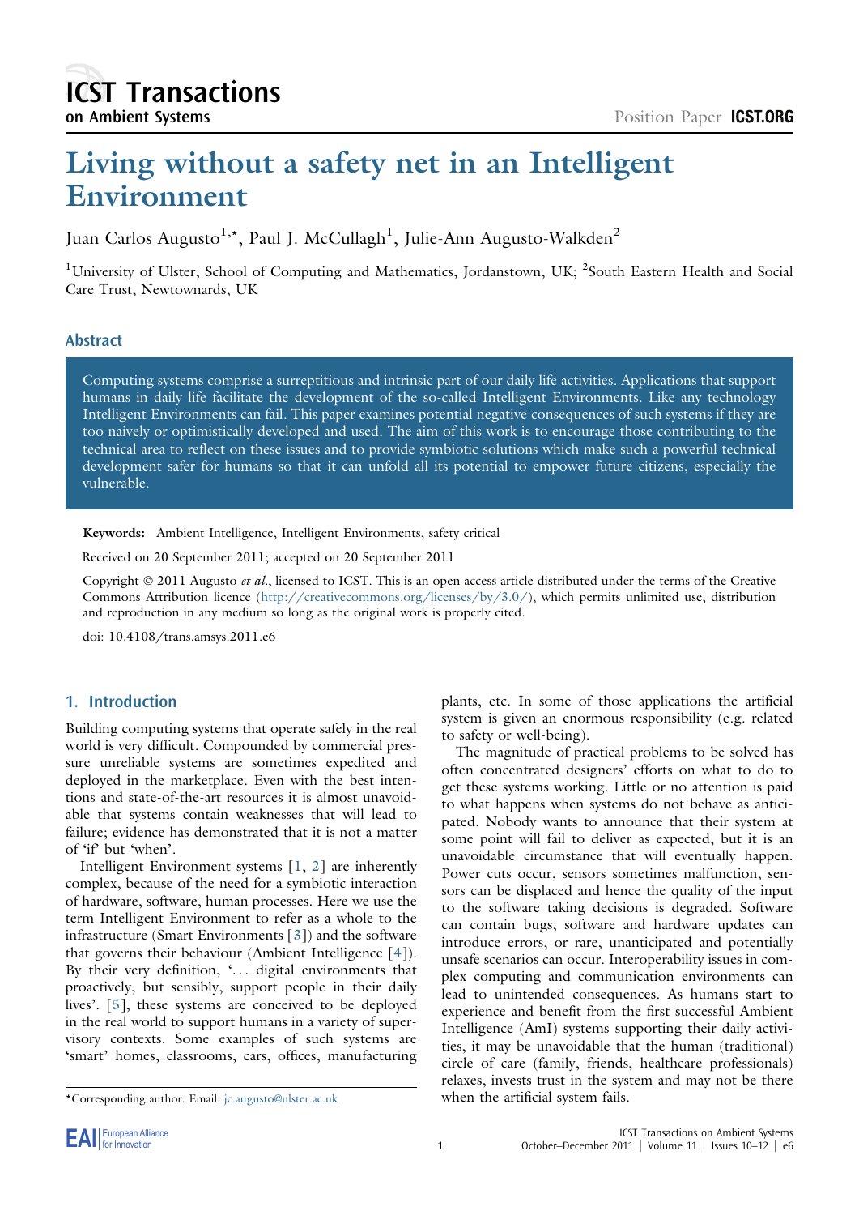# Living without a safety net in an Intelligent Environment

Juan Carlos Augusto[1,*], Paul J. McCullagh[1], Julie-Ann Augusto-Walkden[2]

[1]University of Ulster, School of Computing and Mathematics, Jordanstown, UK; [2]South Eastern Health and Social Care Trust, Newtownards, UK

## Abstract

Computing systems comprise a surreptitious and intrinsic part of our daily life activities. Applications that support humans in daily life facilitate the development of the so-called Intelligent Environments. Like any technology Intelligent Environments can fail. This paper examines potential negative consequences of such systems if they are too naively or optimistically developed and used. The aim of this work is to encourage those contributing to the technical area to reflect on these issues and to provide symbiotic solutions which make such a powerful technical development safer for humans so that it can unfold all its potential to empower future citizens, especially the vulnerable.

**Keywords:** Ambient Intelligence, Intelligent Environments, safety critical

Received on 20 September 2011; accepted on 20 September 2011

Copyright © 2011 Augusto *et al.*, licensed to ICST. This is an open access article distributed under the terms of the Creative Commons Attribution licence (http://creativecommons.org/licenses/by/3.0/), which permits unlimited use, distribution and reproduction in any medium so long as the original work is properly cited.

doi: 10.4108/trans.amsys.2011.e6

## 1. Introduction

Building computing systems that operate safely in the real world is very difficult. Compounded by commercial pressure unreliable systems are sometimes expedited and deployed in the marketplace. Even with the best intentions and state-of-the-art resources it is almost unavoidable that systems contain weaknesses that will lead to failure; evidence has demonstrated that it is not a matter of 'if' but 'when'.

Intelligent Environment systems [1, 2] are inherently complex, because of the need for a symbiotic interaction of hardware, software, human processes. Here we use the term Intelligent Environment to refer as a whole to the infrastructure (Smart Environments [3]) and the software that governs their behaviour (Ambient Intelligence [4]). By their very definition, '... digital environments that proactively, but sensibly, support people in their daily lives'. [5], these systems are conceived to be deployed in the real world to support humans in a variety of supervisory contexts. Some examples of such systems are 'smart' homes, classrooms, cars, offices, manufacturing plants, etc. In some of those applications the artificial system is given an enormous responsibility (e.g. related to safety or well-being).

The magnitude of practical problems to be solved has often concentrated designers' efforts on what to do to get these systems working. Little or no attention is paid to what happens when systems do not behave as anticipated. Nobody wants to announce that their system at some point will fail to deliver as expected, but it is an unavoidable circumstance that will eventually happen. Power cuts occur, sensors sometimes malfunction, sensors can be displaced and hence the quality of the input to the software taking decisions is degraded. Software can contain bugs, software and hardware updates can introduce errors, or rare, unanticipated and potentially unsafe scenarios can occur. Interoperability issues in complex computing and communication environments can lead to unintended consequences. As humans start to experience and benefit from the first successful Ambient Intelligence (AmI) systems supporting their daily activities, it may be unavoidable that the human (traditional) circle of care (family, friends, healthcare professionals) relaxes, invests trust in the system and may not be there when the artificial system fails.

*Corresponding author. Email: jc.augusto@ulster.ac.uk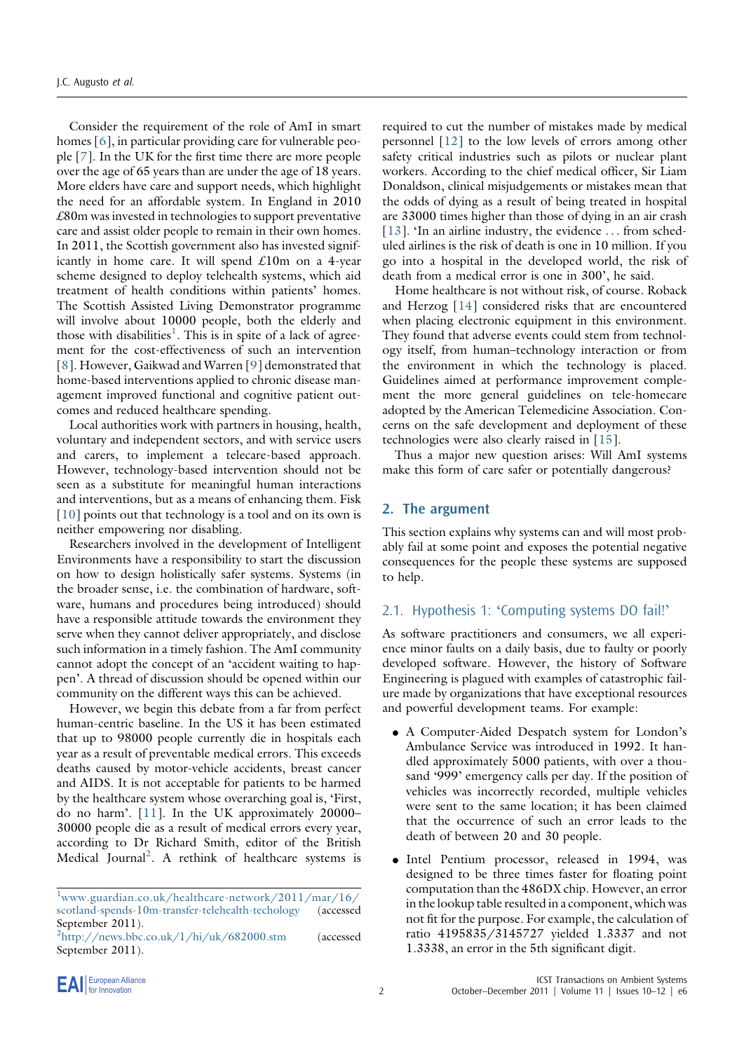Consider the requirement of the role of AmI in smart homes [6], in particular providing care for vulnerable people [7]. In the UK for the first time there are more people over the age of 65 years than are under the age of 18 years. More elders have care and support needs, which highlight the need for an affordable system. In England in 2010 £80m was invested in technologies to support preventative care and assist older people to remain in their own homes. In 2011, the Scottish government also has invested significantly in home care. It will spend £10m on a 4-year scheme designed to deploy telehealth systems, which aid treatment of health conditions within patients' homes. The Scottish Assisted Living Demonstrator programme will involve about 10000 people, both the elderly and those with disabilities[1]. This is in spite of a lack of agreement for the cost-effectiveness of such an intervention [8]. However, Gaikwad and Warren [9] demonstrated that home-based interventions applied to chronic disease management improved functional and cognitive patient outcomes and reduced healthcare spending.

Local authorities work with partners in housing, health, voluntary and independent sectors, and with service users and carers, to implement a telecare-based approach. However, technology-based intervention should not be seen as a substitute for meaningful human interactions and interventions, but as a means of enhancing them. Fisk [10] points out that technology is a tool and on its own is neither empowering nor disabling.

Researchers involved in the development of Intelligent Environments have a responsibility to start the discussion on how to design holistically safer systems. Systems (in the broader sense, i.e. the combination of hardware, software, humans and procedures being introduced) should have a responsible attitude towards the environment they serve when they cannot deliver appropriately, and disclose such information in a timely fashion. The AmI community cannot adopt the concept of an 'accident waiting to happen'. A thread of discussion should be opened within our community on the different ways this can be achieved.

However, we begin this debate from a far from perfect human-centric baseline. In the US it has been estimated that up to 98000 people currently die in hospitals each year as a result of preventable medical errors. This exceeds deaths caused by motor-vehicle accidents, breast cancer and AIDS. It is not acceptable for patients to be harmed by the healthcare system whose overarching goal is, 'First, do no harm'. [11]. In the UK approximately 20000–30000 people die as a result of medical errors every year, according to Dr Richard Smith, editor of the British Medical Journal[2]. A rethink of healthcare systems is required to cut the number of mistakes made by medical personnel [12] to the low levels of errors among other safety critical industries such as pilots or nuclear plant workers. According to the chief medical officer, Sir Liam Donaldson, clinical misjudgements or mistakes mean that the odds of dying as a result of being treated in hospital are 33000 times higher than those of dying in an air crash [13]. 'In an airline industry, the evidence ... from scheduled airlines is the risk of death is one in 10 million. If you go into a hospital in the developed world, the risk of death from a medical error is one in 300', he said.

Home healthcare is not without risk, of course. Roback and Herzog [14] considered risks that are encountered when placing electronic equipment in this environment. They found that adverse events could stem from technology itself, from human–technology interaction or from the environment in which the technology is placed. Guidelines aimed at performance improvement complement the more general guidelines on tele-homecare adopted by the American Telemedicine Association. Concerns on the safe development and deployment of these technologies were also clearly raised in [15].

Thus a major new question arises: Will AmI systems make this form of care safer or potentially dangerous?

## 2. The argument

This section explains why systems can and will most probably fail at some point and exposes the potential negative consequences for the people these systems are supposed to help.

### 2.1. Hypothesis 1: 'Computing systems DO fail!'

As software practitioners and consumers, we all experience minor faults on a daily basis, due to faulty or poorly developed software. However, the history of Software Engineering is plagued with examples of catastrophic failure made by organizations that have exceptional resources and powerful development teams. For example:

- A Computer-Aided Despatch system for London's Ambulance Service was introduced in 1992. It handled approximately 5000 patients, with over a thousand '999' emergency calls per day. If the position of vehicles was incorrectly recorded, multiple vehicles were sent to the same location; it has been claimed that the occurrence of such an error leads to the death of between 20 and 30 people.
- Intel Pentium processor, released in 1994, was designed to be three times faster for floating point computation than the 486DX chip. However, an error in the lookup table resulted in a component, which was not fit for the purpose. For example, the calculation of ratio 4195835/3145727 yielded 1.3337 and not 1.3338, an error in the 5th significant digit.

[1] www.guardian.co.uk/healthcare-network/2011/mar/16/scotland-spends-10m-transfer-telehealth-techology (accessed September 2011).

[2] http://news.bbc.co.uk/1/hi/uk/682000.stm (accessed September 2011).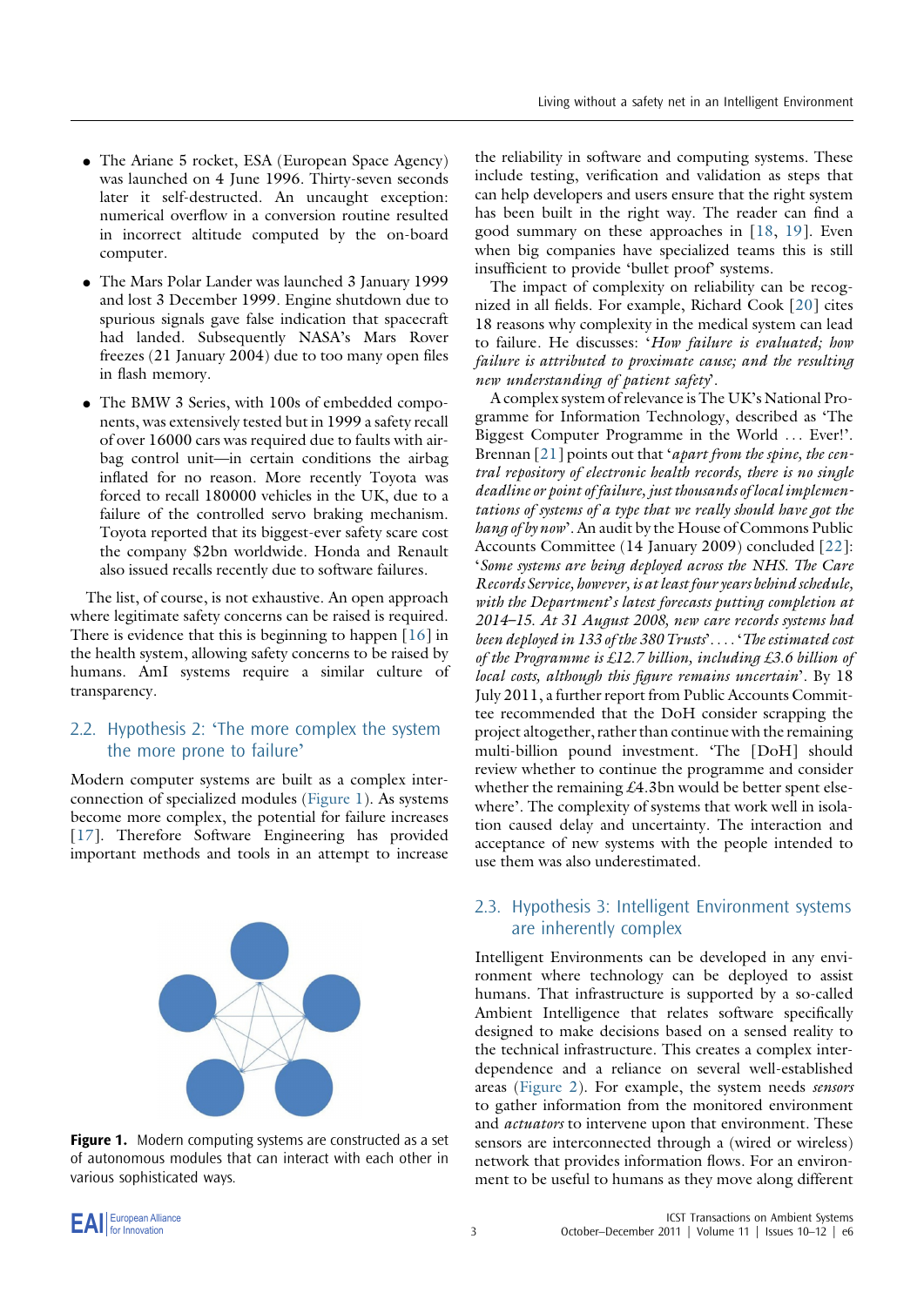- The Ariane 5 rocket, ESA (European Space Agency) was launched on 4 June 1996. Thirty-seven seconds later it self-destructed. An uncaught exception: numerical overflow in a conversion routine resulted in incorrect altitude computed by the on-board computer.
- The Mars Polar Lander was launched 3 January 1999 and lost 3 December 1999. Engine shutdown due to spurious signals gave false indication that spacecraft had landed. Subsequently NASA's Mars Rover freezes (21 January 2004) due to too many open files in flash memory.
- The BMW 3 Series, with 100s of embedded components, was extensively tested but in 1999 a safety recall of over 16000 cars was required due to faults with airbag control unit—in certain conditions the airbag inflated for no reason. More recently Toyota was forced to recall 180000 vehicles in the UK, due to a failure of the controlled servo braking mechanism. Toyota reported that its biggest-ever safety scare cost the company $2bn worldwide. Honda and Renault also issued recalls recently due to software failures.

The list, of course, is not exhaustive. An open approach where legitimate safety concerns can be raised is required. There is evidence that this is beginning to happen [16] in the health system, allowing safety concerns to be raised by humans. AmI systems require a similar culture of transparency.

## 2.2. Hypothesis 2: 'The more complex the system the more prone to failure'

Modern computer systems are built as a complex interconnection of specialized modules (Figure 1). As systems become more complex, the potential for failure increases [17]. Therefore Software Engineering has provided important methods and tools in an attempt to increase the reliability in software and computing systems. These include testing, verification and validation as steps that can help developers and users ensure that the right system has been built in the right way. The reader can find a good summary on these approaches in [18, 19]. Even when big companies have specialized teams this is still insufficient to provide 'bullet proof' systems.

**Figure 1.** Modern computing systems are constructed as a set of autonomous modules that can interact with each other in various sophisticated ways.

The impact of complexity on reliability can be recognized in all fields. For example, Richard Cook [20] cites 18 reasons why complexity in the medical system can lead to failure. He discusses: '*How failure is evaluated; how failure is attributed to proximate cause; and the resulting new understanding of patient safety*'.

A complex system of relevance is The UK's National Programme for Information Technology, described as 'The Biggest Computer Programme in the World ... Ever!'. Brennan [21] points out that '*apart from the spine, the central repository of electronic health records, there is no single deadline or point of failure, just thousands of local implementations of systems of a type that we really should have got the hang of by now*'. An audit by the House of Commons Public Accounts Committee (14 January 2009) concluded [22]: '*Some systems are being deployed across the NHS. The Care Records Service, however, is at least four years behind schedule, with the Department's latest forecasts putting completion at 2014–15. At 31 August 2008, new care records systems had been deployed in 133 of the 380 Trusts*'. ... '*The estimated cost of the Programme is £12.7 billion, including £3.6 billion of local costs, although this figure remains uncertain*'. By 18 July 2011, a further report from Public Accounts Committee recommended that the DoH consider scrapping the project altogether, rather than continue with the remaining multi-billion pound investment. 'The [DoH] should review whether to continue the programme and consider whether the remaining £4.3bn would be better spent elsewhere'. The complexity of systems that work well in isolation caused delay and uncertainty. The interaction and acceptance of new systems with the people intended to use them was also underestimated.

## 2.3. Hypothesis 3: Intelligent Environment systems are inherently complex

Intelligent Environments can be developed in any environment where technology can be deployed to assist humans. That infrastructure is supported by a so-called Ambient Intelligence that relates software specifically designed to make decisions based on a sensed reality to the technical infrastructure. This creates a complex interdependence and a reliance on several well-established areas (Figure 2). For example, the system needs *sensors* to gather information from the monitored environment and *actuators* to intervene upon that environment. These sensors are interconnected through a (wired or wireless) network that provides information flows. For an environment to be useful to humans as they move along different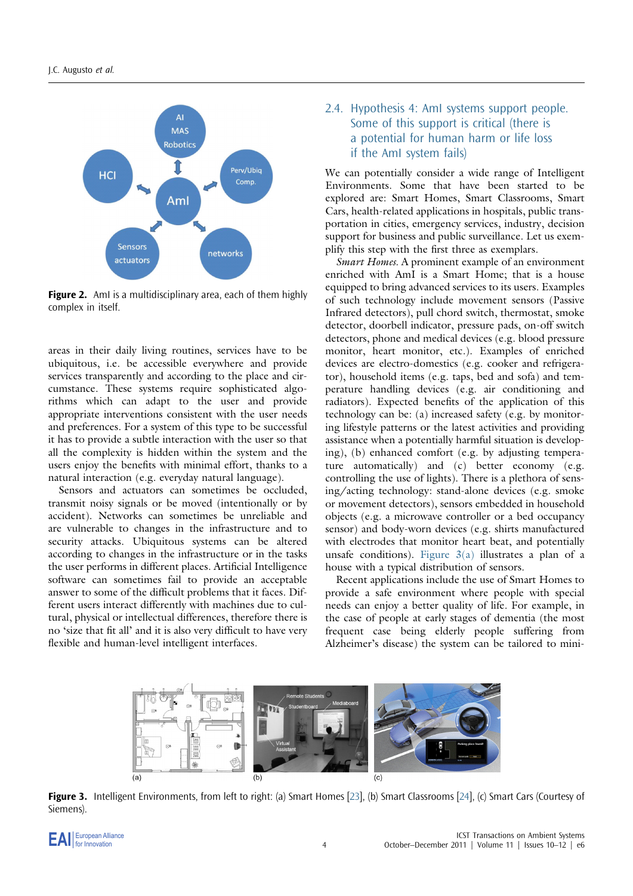Figure 2. AmI is a multidisciplinary area, each of them highly complex in itself.

areas in their daily living routines, services have to be ubiquitous, i.e. be accessible everywhere and provide services transparently and according to the place and circumstance. These systems require sophisticated algorithms which can adapt to the user and provide appropriate interventions consistent with the user needs and preferences. For a system of this type to be successful it has to provide a subtle interaction with the user so that all the complexity is hidden within the system and the users enjoy the benefits with minimal effort, thanks to a natural interaction (e.g. everyday natural language).

Sensors and actuators can sometimes be occluded, transmit noisy signals or be moved (intentionally or by accident). Networks can sometimes be unreliable and are vulnerable to changes in the infrastructure and to security attacks. Ubiquitous systems can be altered according to changes in the infrastructure or in the tasks the user performs in different places. Artificial Intelligence software can sometimes fail to provide an acceptable answer to some of the difficult problems that it faces. Different users interact differently with machines due to cultural, physical or intellectual differences, therefore there is no 'size that fit all' and it is also very difficult to have very flexible and human-level intelligent interfaces.

## 2.4. Hypothesis 4: AmI systems support people. Some of this support is critical (there is a potential for human harm or life loss if the AmI system fails)

We can potentially consider a wide range of Intelligent Environments. Some that have been started to be explored are: Smart Homes, Smart Classrooms, Smart Cars, health-related applications in hospitals, public transportation in cities, emergency services, industry, decision support for business and public surveillance. Let us exemplify this step with the first three as exemplars.

*Smart Homes.* A prominent example of an environment enriched with AmI is a Smart Home; that is a house equipped to bring advanced services to its users. Examples of such technology include movement sensors (Passive Infrared detectors), pull chord switch, thermostat, smoke detector, doorbell indicator, pressure pads, on-off switch detectors, phone and medical devices (e.g. blood pressure monitor, heart monitor, etc.). Examples of enriched devices are electro-domestics (e.g. cooker and refrigerator), household items (e.g. taps, bed and sofa) and temperature handling devices (e.g. air conditioning and radiators). Expected benefits of the application of this technology can be: (a) increased safety (e.g. by monitoring lifestyle patterns or the latest activities and providing assistance when a potentially harmful situation is developing), (b) enhanced comfort (e.g. by adjusting temperature automatically) and (c) better economy (e.g. controlling the use of lights). There is a plethora of sensing/acting technology: stand-alone devices (e.g. smoke or movement detectors), sensors embedded in household objects (e.g. a microwave controller or a bed occupancy sensor) and body-worn devices (e.g. shirts manufactured with electrodes that monitor heart beat, and potentially unsafe conditions). Figure 3(a) illustrates a plan of a house with a typical distribution of sensors.

Recent applications include the use of Smart Homes to provide a safe environment where people with special needs can enjoy a better quality of life. For example, in the case of people at early stages of dementia (the most frequent case being elderly people suffering from Alzheimer's disease) the system can be tailored to mini-

Figure 3. Intelligent Environments, from left to right: (a) Smart Homes [23], (b) Smart Classrooms [24], (c) Smart Cars (Courtesy of Siemens).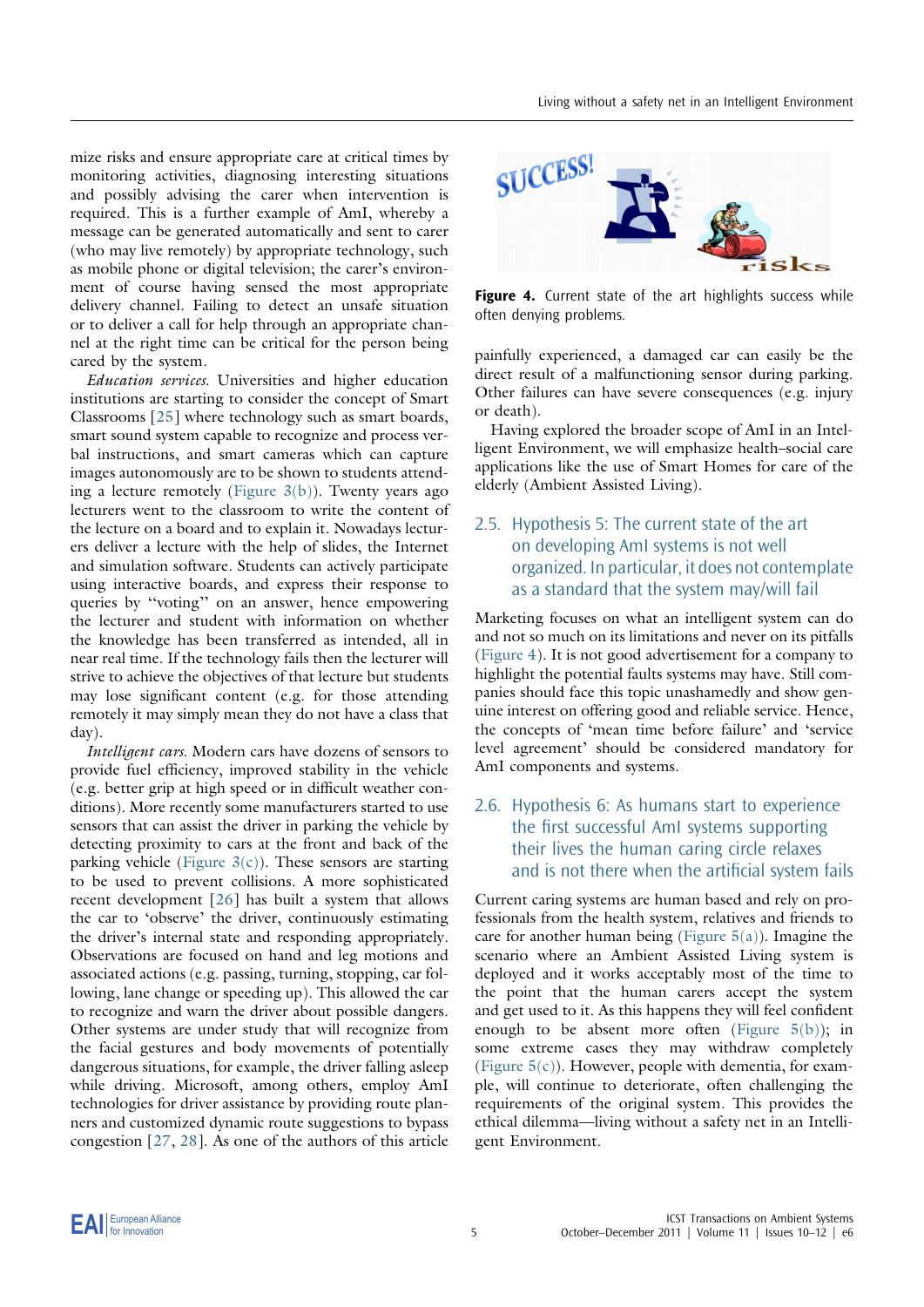mize risks and ensure appropriate care at critical times by monitoring activities, diagnosing interesting situations and possibly advising the carer when intervention is required. This is a further example of AmI, whereby a message can be generated automatically and sent to carer (who may live remotely) by appropriate technology, such as mobile phone or digital television; the carer's environment of course having sensed the most appropriate delivery channel. Failing to detect an unsafe situation or to deliver a call for help through an appropriate channel at the right time can be critical for the person being cared by the system.

*Education services.* Universities and higher education institutions are starting to consider the concept of Smart Classrooms [25] where technology such as smart boards, smart sound system capable to recognize and process verbal instructions, and smart cameras which can capture images autonomously are to be shown to students attending a lecture remotely (Figure 3(b)). Twenty years ago lecturers went to the classroom to write the content of the lecture on a board and to explain it. Nowadays lecturers deliver a lecture with the help of slides, the Internet and simulation software. Students can actively participate using interactive boards, and express their response to queries by "voting" on an answer, hence empowering the lecturer and student with information on whether the knowledge has been transferred as intended, all in near real time. If the technology fails then the lecturer will strive to achieve the objectives of that lecture but students may lose significant content (e.g. for those attending remotely it may simply mean they do not have a class that day).

*Intelligent cars.* Modern cars have dozens of sensors to provide fuel efficiency, improved stability in the vehicle (e.g. better grip at high speed or in difficult weather conditions). More recently some manufacturers started to use sensors that can assist the driver in parking the vehicle by detecting proximity to cars at the front and back of the parking vehicle (Figure 3(c)). These sensors are starting to be used to prevent collisions. A more sophisticated recent development [26] has built a system that allows the car to 'observe' the driver, continuously estimating the driver's internal state and responding appropriately. Observations are focused on hand and leg motions and associated actions (e.g. passing, turning, stopping, car following, lane change or speeding up). This allowed the car to recognize and warn the driver about possible dangers. Other systems are under study that will recognize from the facial gestures and body movements of potentially dangerous situations, for example, the driver falling asleep while driving. Microsoft, among others, employ AmI technologies for driver assistance by providing route planners and customized dynamic route suggestions to bypass congestion [27, 28]. As one of the authors of this article painfully experienced, a damaged car can easily be the direct result of a malfunctioning sensor during parking. Other failures can have severe consequences (e.g. injury or death).

SUCCESS!

risks

**Figure 4.** Current state of the art highlights success while often denying problems.

Having explored the broader scope of AmI in an Intelligent Environment, we will emphasize health–social care applications like the use of Smart Homes for care of the elderly (Ambient Assisted Living).

## 2.5. Hypothesis 5: The current state of the art on developing AmI systems is not well organized. In particular, it does not contemplate as a standard that the system may/will fail

Marketing focuses on what an intelligent system can do and not so much on its limitations and never on its pitfalls (Figure 4). It is not good advertisement for a company to highlight the potential faults systems may have. Still companies should face this topic unashamedly and show genuine interest on offering good and reliable service. Hence, the concepts of 'mean time before failure' and 'service level agreement' should be considered mandatory for AmI components and systems.

## 2.6. Hypothesis 6: As humans start to experience the first successful AmI systems supporting their lives the human caring circle relaxes and is not there when the artificial system fails

Current caring systems are human based and rely on professionals from the health system, relatives and friends to care for another human being (Figure 5(a)). Imagine the scenario where an Ambient Assisted Living system is deployed and it works acceptably most of the time to the point that the human carers accept the system and get used to it. As this happens they will feel confident enough to be absent more often (Figure 5(b)); in some extreme cases they may withdraw completely (Figure 5(c)). However, people with dementia, for example, will continue to deteriorate, often challenging the requirements of the original system. This provides the ethical dilemma—living without a safety net in an Intelligent Environment.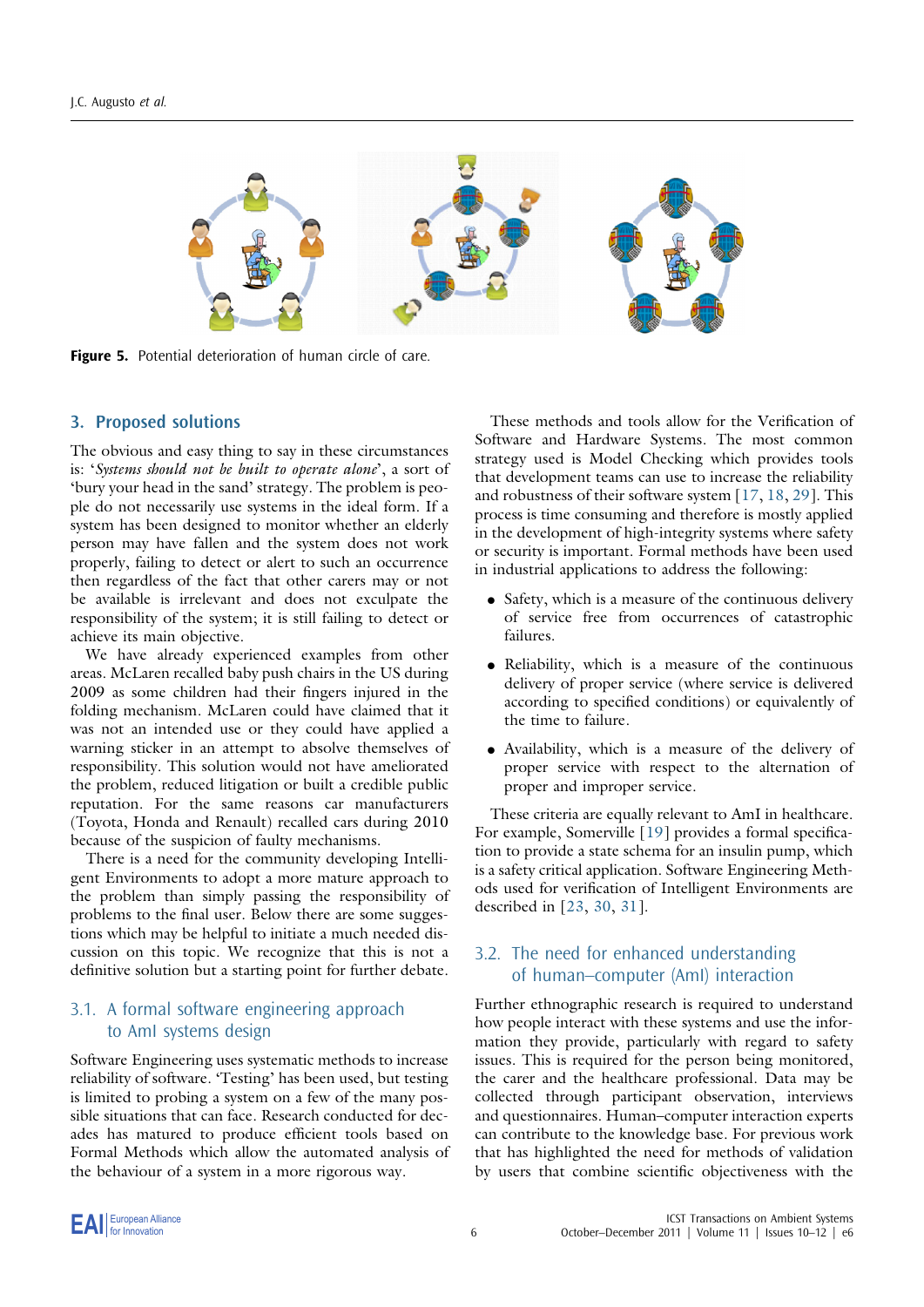Figure 5. Potential deterioration of human circle of care.

## 3. Proposed solutions

The obvious and easy thing to say in these circumstances is: '*Systems should not be built to operate alone*', a sort of 'bury your head in the sand' strategy. The problem is people do not necessarily use systems in the ideal form. If a system has been designed to monitor whether an elderly person may have fallen and the system does not work properly, failing to detect or alert to such an occurrence then regardless of the fact that other carers may or not be available is irrelevant and does not exculpate the responsibility of the system; it is still failing to detect or achieve its main objective.

We have already experienced examples from other areas. McLaren recalled baby push chairs in the US during 2009 as some children had their fingers injured in the folding mechanism. McLaren could have claimed that it was not an intended use or they could have applied a warning sticker in an attempt to absolve themselves of responsibility. This solution would not have ameliorated the problem, reduced litigation or built a credible public reputation. For the same reasons car manufacturers (Toyota, Honda and Renault) recalled cars during 2010 because of the suspicion of faulty mechanisms.

There is a need for the community developing Intelligent Environments to adopt a more mature approach to the problem than simply passing the responsibility of problems to the final user. Below there are some suggestions which may be helpful to initiate a much needed discussion on this topic. We recognize that this is not a definitive solution but a starting point for further debate.

### 3.1. A formal software engineering approach to AmI systems design

Software Engineering uses systematic methods to increase reliability of software. 'Testing' has been used, but testing is limited to probing a system on a few of the many possible situations that can face. Research conducted for decades has matured to produce efficient tools based on Formal Methods which allow the automated analysis of the behaviour of a system in a more rigorous way.

These methods and tools allow for the Verification of Software and Hardware Systems. The most common strategy used is Model Checking which provides tools that development teams can use to increase the reliability and robustness of their software system [17, 18, 29]. This process is time consuming and therefore is mostly applied in the development of high-integrity systems where safety or security is important. Formal methods have been used in industrial applications to address the following:

- Safety, which is a measure of the continuous delivery of service free from occurrences of catastrophic failures.
- Reliability, which is a measure of the continuous delivery of proper service (where service is delivered according to specified conditions) or equivalently of the time to failure.
- Availability, which is a measure of the delivery of proper service with respect to the alternation of proper and improper service.

These criteria are equally relevant to AmI in healthcare. For example, Somerville [19] provides a formal specification to provide a state schema for an insulin pump, which is a safety critical application. Software Engineering Methods used for verification of Intelligent Environments are described in [23, 30, 31].

### 3.2. The need for enhanced understanding of human–computer (AmI) interaction

Further ethnographic research is required to understand how people interact with these systems and use the information they provide, particularly with regard to safety issues. This is required for the person being monitored, the carer and the healthcare professional. Data may be collected through participant observation, interviews and questionnaires. Human–computer interaction experts can contribute to the knowledge base. For previous work that has highlighted the need for methods of validation by users that combine scientific objectiveness with the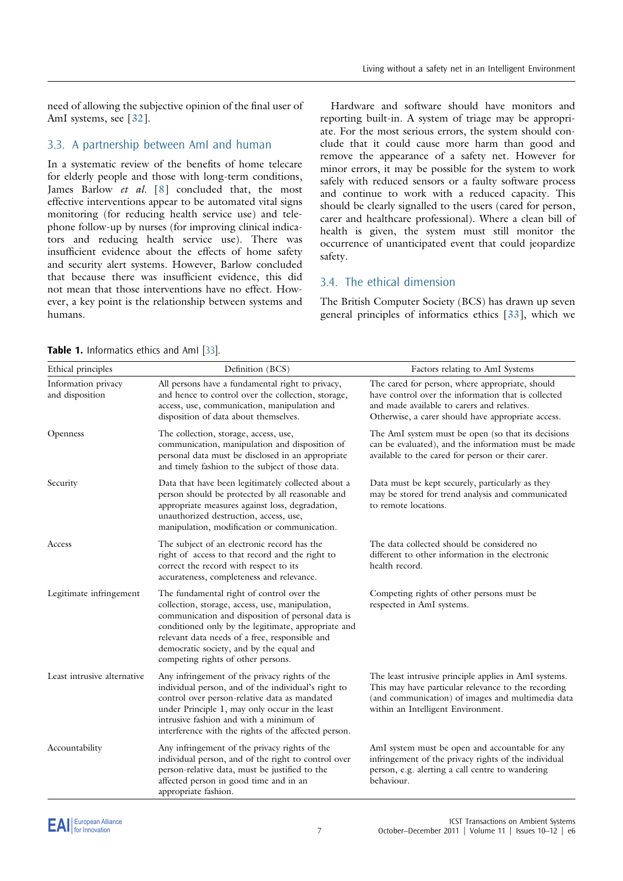need of allowing the subjective opinion of the final user of AmI systems, see [32].

### 3.3. A partnership between AmI and human

In a systematic review of the benefits of home telecare for elderly people and those with long-term conditions, James Barlow *et al.* [8] concluded that, the most effective interventions appear to be automated vital signs monitoring (for reducing health service use) and telephone follow-up by nurses (for improving clinical indicators and reducing health service use). There was insufficient evidence about the effects of home safety and security alert systems. However, Barlow concluded that because there was insufficient evidence, this did not mean that those interventions have no effect. However, a key point is the relationship between systems and humans.

Hardware and software should have monitors and reporting built-in. A system of triage may be appropriate. For the most serious errors, the system should conclude that it could cause more harm than good and remove the appearance of a safety net. However for minor errors, it may be possible for the system to work safely with reduced sensors or a faulty software process and continue to work with a reduced capacity. This should be clearly signalled to the users (cared for person, carer and healthcare professional). Where a clean bill of health is given, the system must still monitor the occurrence of unanticipated event that could jeopardize safety.

### 3.4. The ethical dimension

The British Computer Society (BCS) has drawn up seven general principles of informatics ethics [33], which we

**Table 1.** Informatics ethics and AmI [33].

| Ethical principles | Definition (BCS) | Factors relating to AmI Systems |
|---|---|---|
| Information privacy and disposition | All persons have a fundamental right to privacy, and hence to control over the collection, storage, access, use, communication, manipulation and disposition of data about themselves. | The cared for person, where appropriate, should have control over the information that is collected and made available to carers and relatives. Otherwise, a carer should have appropriate access. |
| Openness | The collection, storage, access, use, communication, manipulation and disposition of personal data must be disclosed in an appropriate and timely fashion to the subject of those data. | The AmI system must be open (so that its decisions can be evaluated), and the information must be made available to the cared for person or their carer. |
| Security | Data that have been legitimately collected about a person should be protected by all reasonable and appropriate measures against loss, degradation, unauthorized destruction, access, use, manipulation, modification or communication. | Data must be kept securely, particularly as they may be stored for trend analysis and communicated to remote locations. |
| Access | The subject of an electronic record has the right of access to that record and the right to correct the record with respect to its accurateness, completeness and relevance. | The data collected should be considered no different to other information in the electronic health record. |
| Legitimate infringement | The fundamental right of control over the collection, storage, access, use, manipulation, communication and disposition of personal data is conditioned only by the legitimate, appropriate and relevant data needs of a free, responsible and democratic society, and by the equal and competing rights of other persons. | Competing rights of other persons must be respected in AmI systems. |
| Least intrusive alternative | Any infringement of the privacy rights of the individual person, and of the individual's right to control over person-relative data as mandated under Principle 1, may only occur in the least intrusive fashion and with a minimum of interference with the rights of the affected person. | The least intrusive principle applies in AmI systems. This may have particular relevance to the recording (and communication) of images and multimedia data within an Intelligent Environment. |
| Accountability | Any infringement of the privacy rights of the individual person, and of the right to control over person-relative data, must be justified to the affected person in good time and in an appropriate fashion. | AmI system must be open and accountable for any infringement of the privacy rights of the individual person, e.g. alerting a call centre to wandering behaviour. |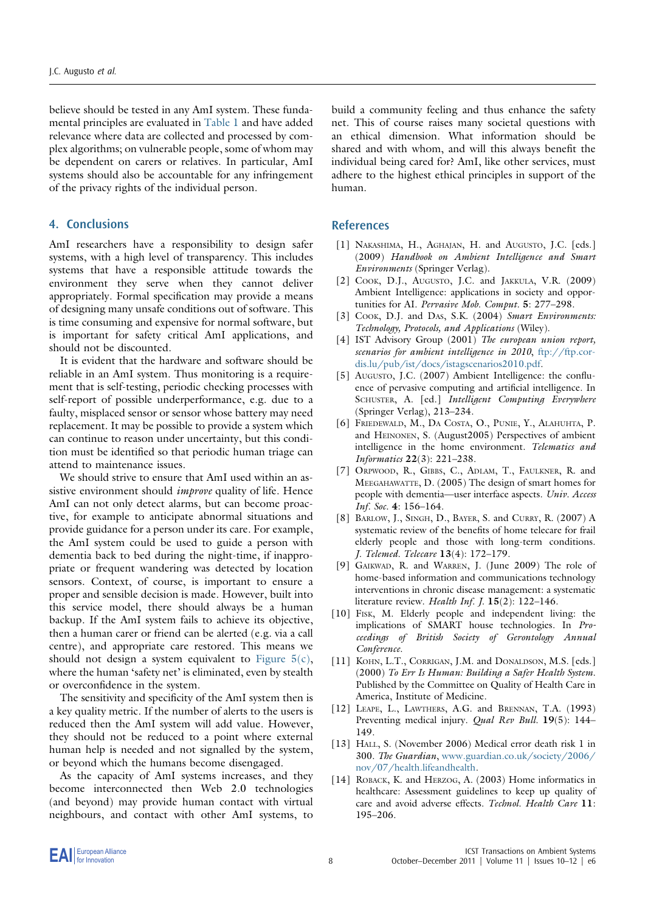believe should be tested in any AmI system. These fundamental principles are evaluated in Table 1 and have added relevance where data are collected and processed by complex algorithms; on vulnerable people, some of whom may be dependent on carers or relatives. In particular, AmI systems should also be accountable for any infringement of the privacy rights of the individual person.

## 4. Conclusions

AmI researchers have a responsibility to design safer systems, with a high level of transparency. This includes systems that have a responsible attitude towards the environment they serve when they cannot deliver appropriately. Formal specification may provide a means of designing many unsafe conditions out of software. This is time consuming and expensive for normal software, but is important for safety critical AmI applications, and should not be discounted.

It is evident that the hardware and software should be reliable in an AmI system. Thus monitoring is a requirement that is self-testing, periodic checking processes with self-report of possible underperformance, e.g. due to a faulty, misplaced sensor or sensor whose battery may need replacement. It may be possible to provide a system which can continue to reason under uncertainty, but this condition must be identified so that periodic human triage can attend to maintenance issues.

We should strive to ensure that AmI used within an assistive environment should *improve* quality of life. Hence AmI can not only detect alarms, but can become proactive, for example to anticipate abnormal situations and provide guidance for a person under its care. For example, the AmI system could be used to guide a person with dementia back to bed during the night-time, if inappropriate or frequent wandering was detected by location sensors. Context, of course, is important to ensure a proper and sensible decision is made. However, built into this service model, there should always be a human backup. If the AmI system fails to achieve its objective, then a human carer or friend can be alerted (e.g. via a call centre), and appropriate care restored. This means we should not design a system equivalent to Figure 5(c), where the human 'safety net' is eliminated, even by stealth or overconfidence in the system.

The sensitivity and specificity of the AmI system then is a key quality metric. If the number of alerts to the users is reduced then the AmI system will add value. However, they should not be reduced to a point where external human help is needed and not signalled by the system, or beyond which the humans become disengaged.

As the capacity of AmI systems increases, and they become interconnected then Web 2.0 technologies (and beyond) may provide human contact with virtual neighbours, and contact with other AmI systems, to build a community feeling and thus enhance the safety net. This of course raises many societal questions with an ethical dimension. What information should be shared and with whom, and will this always benefit the individual being cared for? AmI, like other services, must adhere to the highest ethical principles in support of the human.

## References

[1] Nakashima, H., Aghajan, H. and Augusto, J.C. [eds.] (2009) *Handbook on Ambient Intelligence and Smart Environments* (Springer Verlag).

[2] Cook, D.J., Augusto, J.C. and Jakkula, V.R. (2009) Ambient Intelligence: applications in society and opportunities for AI. *Pervasive Mob. Comput.* **5**: 277–298.

[3] Cook, D.J. and Das, S.K. (2004) *Smart Environments: Technology, Protocols, and Applications* (Wiley).

[4] IST Advisory Group (2001) *The european union report, scenarios for ambient intelligence in 2010*, ftp://ftp.cordis.lu/pub/ist/docs/istagscenarios2010.pdf.

[5] Augusto, J.C. (2007) Ambient Intelligence: the confluence of pervasive computing and artificial intelligence. In Schuster, A. [ed.] *Intelligent Computing Everywhere* (Springer Verlag), 213–234.

[6] Friedewald, M., Da Costa, O., Punie, Y., Alahuhta, P. and Heinonen, S. (August2005) Perspectives of ambient intelligence in the home environment. *Telematics and Informatics* **22**(3): 221–238.

[7] Orpwood, R., Gibbs, C., Adlam, T., Faulkner, R. and Meegahawatte, D. (2005) The design of smart homes for people with dementia—user interface aspects. *Univ. Access Inf. Soc.* **4**: 156–164.

[8] Barlow, J., Singh, D., Bayer, S. and Curry, R. (2007) A systematic review of the benefits of home telecare for frail elderly people and those with long-term conditions. *J. Telemed. Telecare* **13**(4): 172–179.

[9] Gaikwad, R. and Warren, J. (June 2009) The role of home-based information and communications technology interventions in chronic disease management: a systematic literature review. *Health Inf. J.* **15**(2): 122–146.

[10] Fisk, M. Elderly people and independent living: the implications of SMART house technologies. In *Proceedings of British Society of Gerontology Annual Conference*.

[11] Kohn, L.T., Corrigan, J.M. and Donaldson, M.S. [eds.] (2000) *To Err Is Human: Building a Safer Health System*. Published by the Committee on Quality of Health Care in America, Institute of Medicine.

[12] Leape, L., Lawthers, A.G. and Brennan, T.A. (1993) Preventing medical injury. *Qual Rev Bull.* **19**(5): 144–149.

[13] Hall, S. (November 2006) Medical error death risk 1 in 300. *The Guardian*, www.guardian.co.uk/society/2006/nov/07/health.lifeandhealth.

[14] Roback, K. and Herzog, A. (2003) Home informatics in healthcare: Assessment guidelines to keep up quality of care and avoid adverse effects. *Technol. Health Care* **11**: 195–206.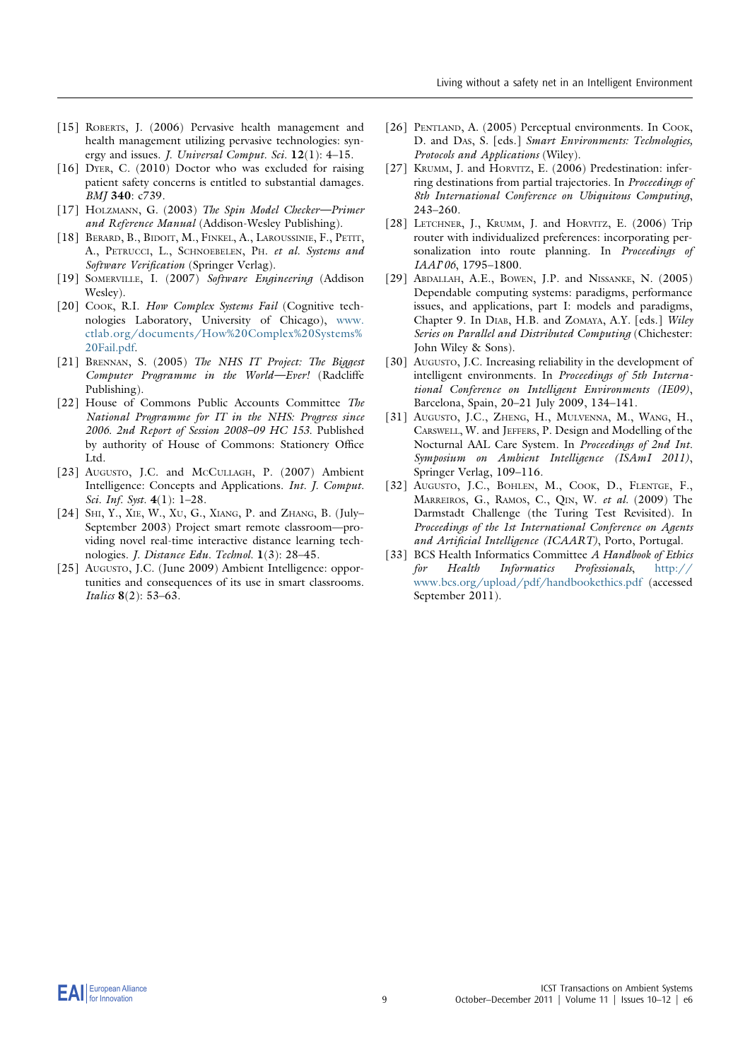[15] Roberts, J. (2006) Pervasive health management and health management utilizing pervasive technologies: synergy and issues. *J. Universal Comput. Sci.* **12**(1): 4–15.

[16] Dyer, C. (2010) Doctor who was excluded for raising patient safety concerns is entitled to substantial damages. *BMJ* **340**: c739.

[17] Holzmann, G. (2003) *The Spin Model Checker—Primer and Reference Manual* (Addison-Wesley Publishing).

[18] Berard, B., Bidoit, M., Finkel, A., Laroussinie, F., Petit, A., Petrucci, L., Schnoebelen, Ph. *et al. Systems and Software Verification* (Springer Verlag).

[19] Somerville, I. (2007) *Software Engineering* (Addison Wesley).

[20] Cook, R.I. *How Complex Systems Fail* (Cognitive technologies Laboratory, University of Chicago), www.ctlab.org/documents/How%20Complex%20Systems%20Fail.pdf.

[21] Brennan, S. (2005) *The NHS IT Project: The Biggest Computer Programme in the World—Ever!* (Radcliffe Publishing).

[22] House of Commons Public Accounts Committee *The National Programme for IT in the NHS: Progress since 2006. 2nd Report of Session 2008–09 HC 153.* Published by authority of House of Commons: Stationery Office Ltd.

[23] Augusto, J.C. and McCullagh, P. (2007) Ambient Intelligence: Concepts and Applications. *Int. J. Comput. Sci. Inf. Syst.* **4**(1): 1–28.

[24] Shi, Y., Xie, W., Xu, G., Xiang, P. and Zhang, B. (July–September 2003) Project smart remote classroom—providing novel real-time interactive distance learning technologies. *J. Distance Edu. Technol.* **1**(3): 28–45.

[25] Augusto, J.C. (June 2009) Ambient Intelligence: opportunities and consequences of its use in smart classrooms. *Italics* **8**(2): 53–63.

[26] Pentland, A. (2005) Perceptual environments. In Cook, D. and Das, S. [eds.] *Smart Environments: Technologies, Protocols and Applications* (Wiley).

[27] Krumm, J. and Horvitz, E. (2006) Predestination: inferring destinations from partial trajectories. In *Proceedings of 8th International Conference on Ubiquitous Computing*, 243–260.

[28] Letchner, J., Krumm, J. and Horvitz, E. (2006) Trip router with individualized preferences: incorporating personalization into route planning. In *Proceedings of IAAI'06*, 1795–1800.

[29] Abdallah, A.E., Bowen, J.P. and Nissanke, N. (2005) Dependable computing systems: paradigms, performance issues, and applications, part I: models and paradigms, Chapter 9. In Diab, H.B. and Zomaya, A.Y. [eds.] *Wiley Series on Parallel and Distributed Computing* (Chichester: John Wiley & Sons).

[30] Augusto, J.C. Increasing reliability in the development of intelligent environments. In *Proceedings of 5th International Conference on Intelligent Environments (IE09)*, Barcelona, Spain, 20–21 July 2009, 134–141.

[31] Augusto, J.C., Zheng, H., Mulvenna, M., Wang, H., Carswell, W. and Jeffers, P. Design and Modelling of the Nocturnal AAL Care System. In *Proceedings of 2nd Int. Symposium on Ambient Intelligence (ISAmI 2011)*, Springer Verlag, 109–116.

[32] Augusto, J.C., Bohlen, M., Cook, D., Flentge, F., Marreiros, G., Ramos, C., Qin, W. *et al.* (2009) The Darmstadt Challenge (the Turing Test Revisited). In *Proceedings of the 1st International Conference on Agents and Artificial Intelligence (ICAART)*, Porto, Portugal.

[33] BCS Health Informatics Committee *A Handbook of Ethics for Health Informatics Professionals*, http://www.bcs.org/upload/pdf/handbookethics.pdf (accessed September 2011).